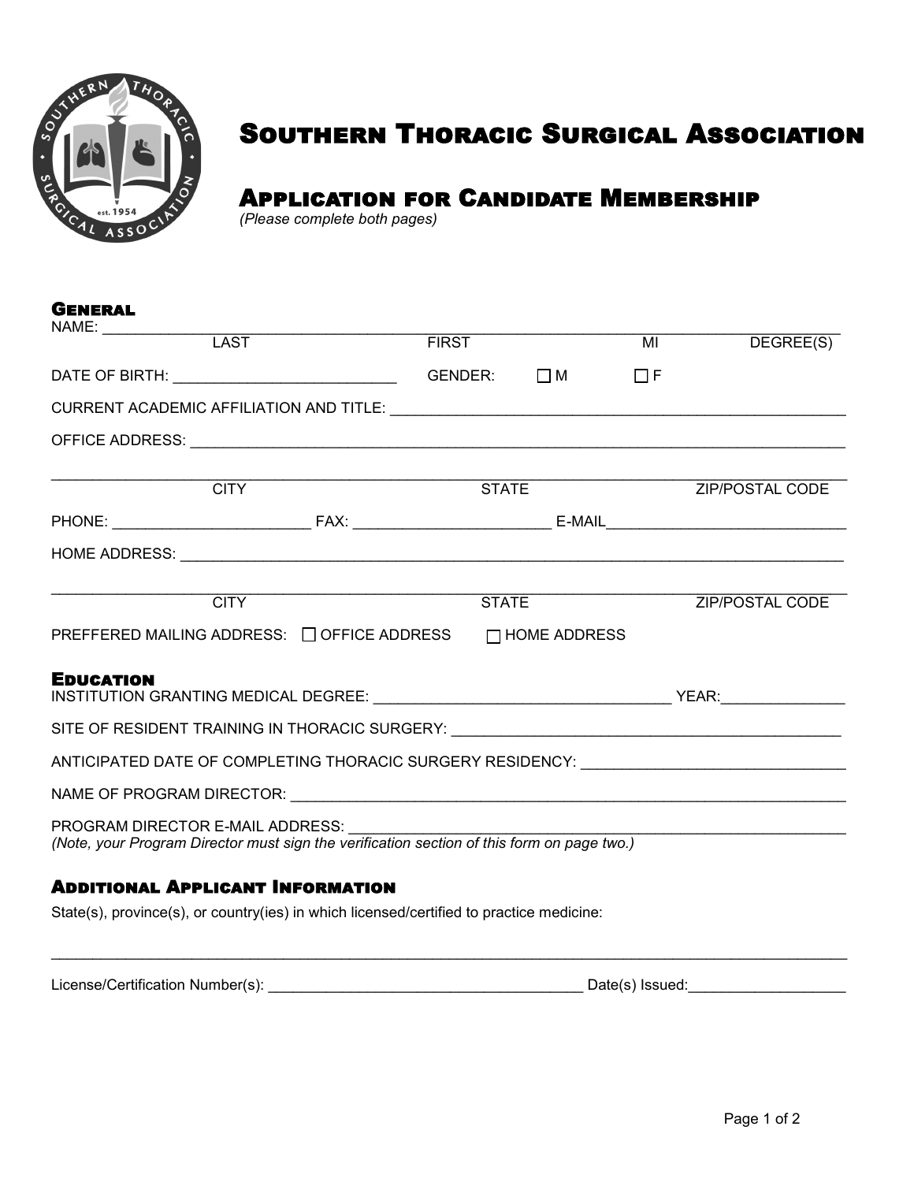# Southern Thoracic Surgical Association

## Application for Candidate Membership

*(Please complete both pages)*

### General

NAME: ______________________________________________________________________________

LAST FIRST MI DEGREE(S)

DATE OF BIRTH: ___________________________ GENDER: ☐ M ☐ F

CURRENT ACADEMIC AFFILIATION AND TITLE: _______________________________________________________

OFFICE ADDRESS: _______________________________________________________________________________

_______________________________________________________________________________________________

CITY STATE ZIP/POSTAL CODE

PHONE: _______________________ FAX: _______________________ E-MAIL_____________________________

HOME ADDRESS: _________________________________________________________________________________

_______________________________________________________________________________________________

CITY STATE ZIP/POSTAL CODE

PREFFERED MAILING ADDRESS: ☐ OFFICE ADDRESS ☐ HOME ADDRESS

### Education

INSTITUTION GRANTING MEDICAL DEGREE: ___________________________________ YEAR:______________

SITE OF RESIDENT TRAINING IN THORACIC SURGERY: _____________________________________________

ANTICIPATED DATE OF COMPLETING THORACIC SURGERY RESIDENCY: ______________________________

NAME OF PROGRAM DIRECTOR: ____________________________________________________________________

PROGRAM DIRECTOR E-MAIL ADDRESS: ____________________________________________________________

*(Note, your Program Director must sign the verification section of this form on page two.)*

### Additional Applicant Information

State(s), province(s), or country(ies) in which licensed/certified to practice medicine:

_______________________________________________________________________________________________

License/Certification Number(s): ______________________________________ Date(s) Issued:___________________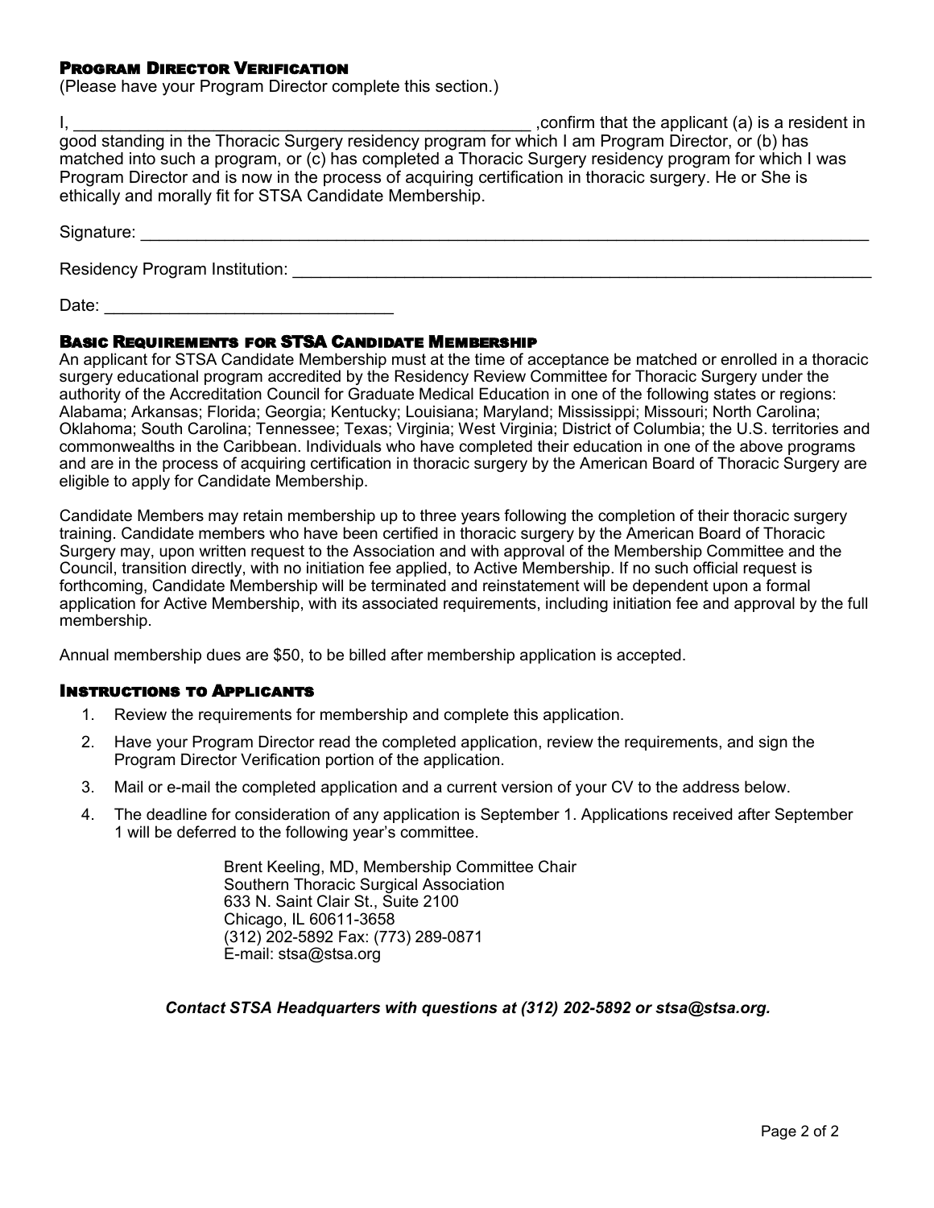## Program Director Verification

(Please have your Program Director complete this section.)

I, ___________________________________________________ ,confirm that the applicant (a) is a resident in good standing in the Thoracic Surgery residency program for which I am Program Director, or (b) has matched into such a program, or (c) has completed a Thoracic Surgery residency program for which I was Program Director and is now in the process of acquiring certification in thoracic surgery. He or She is ethically and morally fit for STSA Candidate Membership.

Signature: ___________________________________________________________________________

Residency Program Institution: ____________________________________________________________

Date: ______________________________

## Basic Requirements for STSA Candidate Membership

An applicant for STSA Candidate Membership must at the time of acceptance be matched or enrolled in a thoracic surgery educational program accredited by the Residency Review Committee for Thoracic Surgery under the authority of the Accreditation Council for Graduate Medical Education in one of the following states or regions: Alabama; Arkansas; Florida; Georgia; Kentucky; Louisiana; Maryland; Mississippi; Missouri; North Carolina; Oklahoma; South Carolina; Tennessee; Texas; Virginia; West Virginia; District of Columbia; the U.S. territories and commonwealths in the Caribbean. Individuals who have completed their education in one of the above programs and are in the process of acquiring certification in thoracic surgery by the American Board of Thoracic Surgery are eligible to apply for Candidate Membership.

Candidate Members may retain membership up to three years following the completion of their thoracic surgery training. Candidate members who have been certified in thoracic surgery by the American Board of Thoracic Surgery may, upon written request to the Association and with approval of the Membership Committee and the Council, transition directly, with no initiation fee applied, to Active Membership. If no such official request is forthcoming, Candidate Membership will be terminated and reinstatement will be dependent upon a formal application for Active Membership, with its associated requirements, including initiation fee and approval by the full membership.

Annual membership dues are $50, to be billed after membership application is accepted.

## Instructions to Applicants

1. Review the requirements for membership and complete this application.
2. Have your Program Director read the completed application, review the requirements, and sign the Program Director Verification portion of the application.
3. Mail or e-mail the completed application and a current version of your CV to the address below.
4. The deadline for consideration of any application is September 1. Applications received after September 1 will be deferred to the following year's committee.

Brent Keeling, MD, Membership Committee Chair
Southern Thoracic Surgical Association
633 N. Saint Clair St., Suite 2100
Chicago, IL 60611-3658
(312) 202-5892 Fax: (773) 289-0871
E-mail: stsa@stsa.org

***Contact STSA Headquarters with questions at (312) 202-5892 or stsa@stsa.org.***